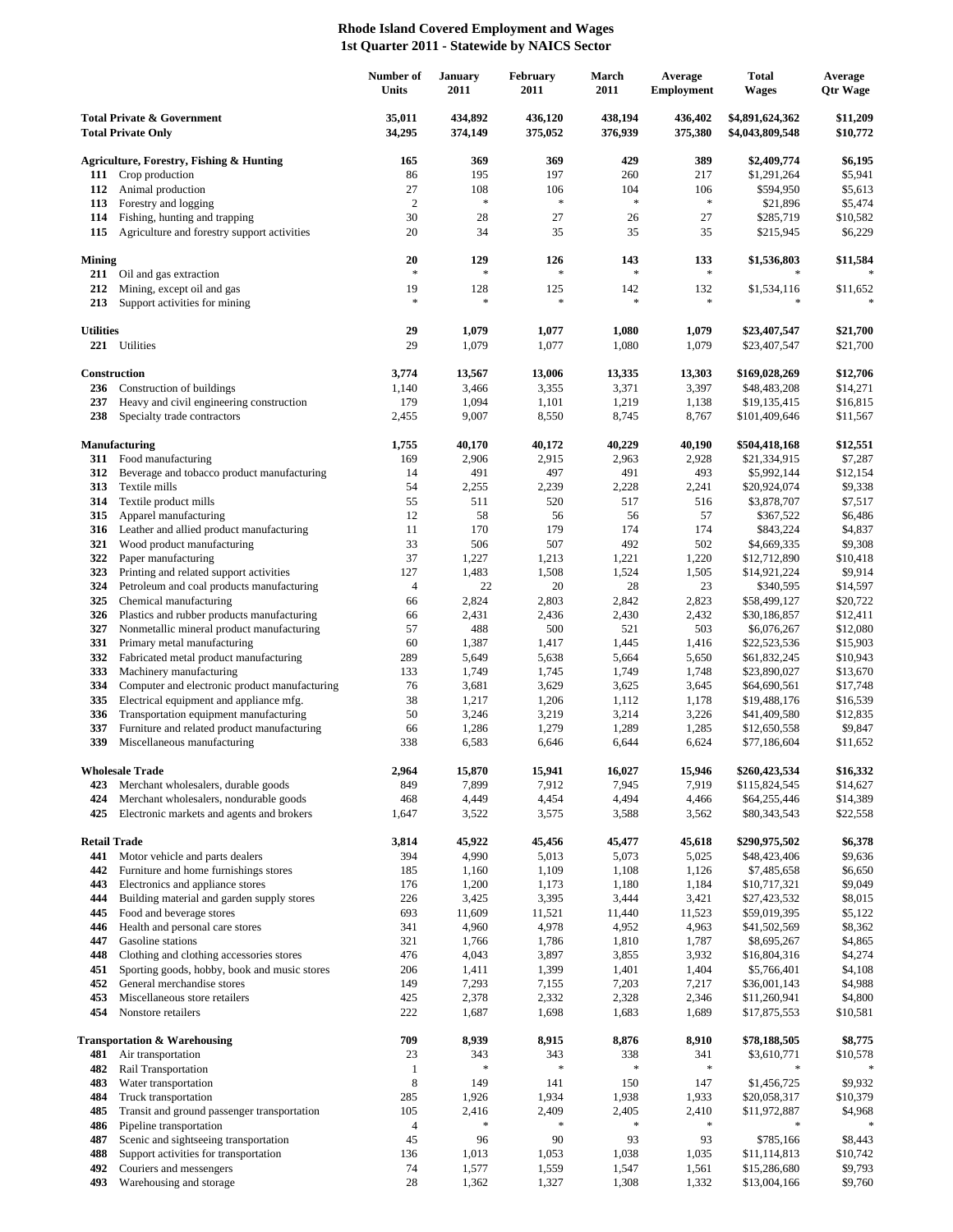# Rhode Island Covered Employment and Wages
## 1st Quarter 2011 - Statewide by NAICS Sector

| | | Number of Units | January 2011 | February 2011 | March 2011 | Average Employment | Total Wages | Average Qtr Wage |
|---|---|---|---|---|---|---|---|---|
| **Total Private & Government** | | **35,011** | **434,892** | **436,120** | **438,194** | **436,402** | **$4,891,624,362** | **$11,209** |
| **Total Private Only** | | **34,295** | **374,149** | **375,052** | **376,939** | **375,380** | **$4,043,809,548** | **$10,772** |
| **Agriculture, Forestry, Fishing & Hunting** | | **165** | **369** | **369** | **429** | **389** | **$2,409,774** | **$6,195** |
| **111** | Crop production | 86 | 195 | 197 | 260 | 217 | $1,291,264 | $5,941 |
| **112** | Animal production | 27 | 108 | 106 | 104 | 106 | $594,950 | $5,613 |
| **113** | Forestry and logging | 2 | * | * | * | * | $21,896 | $5,474 |
| **114** | Fishing, hunting and trapping | 30 | 28 | 27 | 26 | 27 | $285,719 | $10,582 |
| **115** | Agriculture and forestry support activities | 20 | 34 | 35 | 35 | 35 | $215,945 | $6,229 |
| **Mining** | | **20** | **129** | **126** | **143** | **133** | **$1,536,803** | **$11,584** |
| **211** | Oil and gas extraction | * | * | * | * | * | * | * |
| **212** | Mining, except oil and gas | 19 | 128 | 125 | 142 | 132 | $1,534,116 | $11,652 |
| **213** | Support activities for mining | * | * | * | * | * | * | * |
| **Utilities** | | **29** | **1,079** | **1,077** | **1,080** | **1,079** | **$23,407,547** | **$21,700** |
| **221** | Utilities | 29 | 1,079 | 1,077 | 1,080 | 1,079 | $23,407,547 | $21,700 |
| **Construction** | | **3,774** | **13,567** | **13,006** | **13,335** | **13,303** | **$169,028,269** | **$12,706** |
| **236** | Construction of buildings | 1,140 | 3,466 | 3,355 | 3,371 | 3,397 | $48,483,208 | $14,271 |
| **237** | Heavy and civil engineering construction | 179 | 1,094 | 1,101 | 1,219 | 1,138 | $19,135,415 | $16,815 |
| **238** | Specialty trade contractors | 2,455 | 9,007 | 8,550 | 8,745 | 8,767 | $101,409,646 | $11,567 |
| **Manufacturing** | | **1,755** | **40,170** | **40,172** | **40,229** | **40,190** | **$504,418,168** | **$12,551** |
| **311** | Food manufacturing | 169 | 2,906 | 2,915 | 2,963 | 2,928 | $21,334,915 | $7,287 |
| **312** | Beverage and tobacco product manufacturing | 14 | 491 | 497 | 491 | 493 | $5,992,144 | $12,154 |
| **313** | Textile mills | 54 | 2,255 | 2,239 | 2,228 | 2,241 | $20,924,074 | $9,338 |
| **314** | Textile product mills | 55 | 511 | 520 | 517 | 516 | $3,878,707 | $7,517 |
| **315** | Apparel manufacturing | 12 | 58 | 56 | 56 | 57 | $367,522 | $6,486 |
| **316** | Leather and allied product manufacturing | 11 | 170 | 179 | 174 | 174 | $843,224 | $4,837 |
| **321** | Wood product manufacturing | 33 | 506 | 507 | 492 | 502 | $4,669,335 | $9,308 |
| **322** | Paper manufacturing | 37 | 1,227 | 1,213 | 1,221 | 1,220 | $12,712,890 | $10,418 |
| **323** | Printing and related support activities | 127 | 1,483 | 1,508 | 1,524 | 1,505 | $14,921,224 | $9,914 |
| **324** | Petroleum and coal products manufacturing | 4 | 22 | 20 | 28 | 23 | $340,595 | $14,597 |
| **325** | Chemical manufacturing | 66 | 2,824 | 2,803 | 2,842 | 2,823 | $58,499,127 | $20,722 |
| **326** | Plastics and rubber products manufacturing | 66 | 2,431 | 2,436 | 2,430 | 2,432 | $30,186,857 | $12,411 |
| **327** | Nonmetallic mineral product manufacturing | 57 | 488 | 500 | 521 | 503 | $6,076,267 | $12,080 |
| **331** | Primary metal manufacturing | 60 | 1,387 | 1,417 | 1,445 | 1,416 | $22,523,536 | $15,903 |
| **332** | Fabricated metal product manufacturing | 289 | 5,649 | 5,638 | 5,664 | 5,650 | $61,832,245 | $10,943 |
| **333** | Machinery manufacturing | 133 | 1,749 | 1,745 | 1,749 | 1,748 | $23,890,027 | $13,670 |
| **334** | Computer and electronic product manufacturing | 76 | 3,681 | 3,629 | 3,625 | 3,645 | $64,690,561 | $17,748 |
| **335** | Electrical equipment and appliance mfg. | 38 | 1,217 | 1,206 | 1,112 | 1,178 | $19,488,176 | $16,539 |
| **336** | Transportation equipment manufacturing | 50 | 3,246 | 3,219 | 3,214 | 3,226 | $41,409,580 | $12,835 |
| **337** | Furniture and related product manufacturing | 66 | 1,286 | 1,279 | 1,289 | 1,285 | $12,650,558 | $9,847 |
| **339** | Miscellaneous manufacturing | 338 | 6,583 | 6,646 | 6,644 | 6,624 | $77,186,604 | $11,652 |
| **Wholesale Trade** | | **2,964** | **15,870** | **15,941** | **16,027** | **15,946** | **$260,423,534** | **$16,332** |
| **423** | Merchant wholesalers, durable goods | 849 | 7,899 | 7,912 | 7,945 | 7,919 | $115,824,545 | $14,627 |
| **424** | Merchant wholesalers, nondurable goods | 468 | 4,449 | 4,454 | 4,494 | 4,466 | $64,255,446 | $14,389 |
| **425** | Electronic markets and agents and brokers | 1,647 | 3,522 | 3,575 | 3,588 | 3,562 | $80,343,543 | $22,558 |
| **Retail Trade** | | **3,814** | **45,922** | **45,456** | **45,477** | **45,618** | **$290,975,502** | **$6,378** |
| **441** | Motor vehicle and parts dealers | 394 | 4,990 | 5,013 | 5,073 | 5,025 | $48,423,406 | $9,636 |
| **442** | Furniture and home furnishings stores | 185 | 1,160 | 1,109 | 1,108 | 1,126 | $7,485,658 | $6,650 |
| **443** | Electronics and appliance stores | 176 | 1,200 | 1,173 | 1,180 | 1,184 | $10,717,321 | $9,049 |
| **444** | Building material and garden supply stores | 226 | 3,425 | 3,395 | 3,444 | 3,421 | $27,423,532 | $8,015 |
| **445** | Food and beverage stores | 693 | 11,609 | 11,521 | 11,440 | 11,523 | $59,019,395 | $5,122 |
| **446** | Health and personal care stores | 341 | 4,960 | 4,978 | 4,952 | 4,963 | $41,502,569 | $8,362 |
| **447** | Gasoline stations | 321 | 1,766 | 1,786 | 1,810 | 1,787 | $8,695,267 | $4,865 |
| **448** | Clothing and clothing accessories stores | 476 | 4,043 | 3,897 | 3,855 | 3,932 | $16,804,316 | $4,274 |
| **451** | Sporting goods, hobby, book and music stores | 206 | 1,411 | 1,399 | 1,401 | 1,404 | $5,766,401 | $4,108 |
| **452** | General merchandise stores | 149 | 7,293 | 7,155 | 7,203 | 7,217 | $36,001,143 | $4,988 |
| **453** | Miscellaneous store retailers | 425 | 2,378 | 2,332 | 2,328 | 2,346 | $11,260,941 | $4,800 |
| **454** | Nonstore retailers | 222 | 1,687 | 1,698 | 1,683 | 1,689 | $17,875,553 | $10,581 |
| **Transportation & Warehousing** | | **709** | **8,939** | **8,915** | **8,876** | **8,910** | **$78,188,505** | **$8,775** |
| **481** | Air transportation | 23 | 343 | 343 | 338 | 341 | $3,610,771 | $10,578 |
| **482** | Rail Transportation | 1 | * | * | * | * | * | * |
| **483** | Water transportation | 8 | 149 | 141 | 150 | 147 | $1,456,725 | $9,932 |
| **484** | Truck transportation | 285 | 1,926 | 1,934 | 1,938 | 1,933 | $20,058,317 | $10,379 |
| **485** | Transit and ground passenger transportation | 105 | 2,416 | 2,409 | 2,405 | 2,410 | $11,972,887 | $4,968 |
| **486** | Pipeline transportation | 4 | * | * | * | * | * | * |
| **487** | Scenic and sightseeing transportation | 45 | 96 | 90 | 93 | 93 | $785,166 | $8,443 |
| **488** | Support activities for transportation | 136 | 1,013 | 1,053 | 1,038 | 1,035 | $11,114,813 | $10,742 |
| **492** | Couriers and messengers | 74 | 1,577 | 1,559 | 1,547 | 1,561 | $15,286,680 | $9,793 |
| **493** | Warehousing and storage | 28 | 1,362 | 1,327 | 1,308 | 1,332 | $13,004,166 | $9,760 |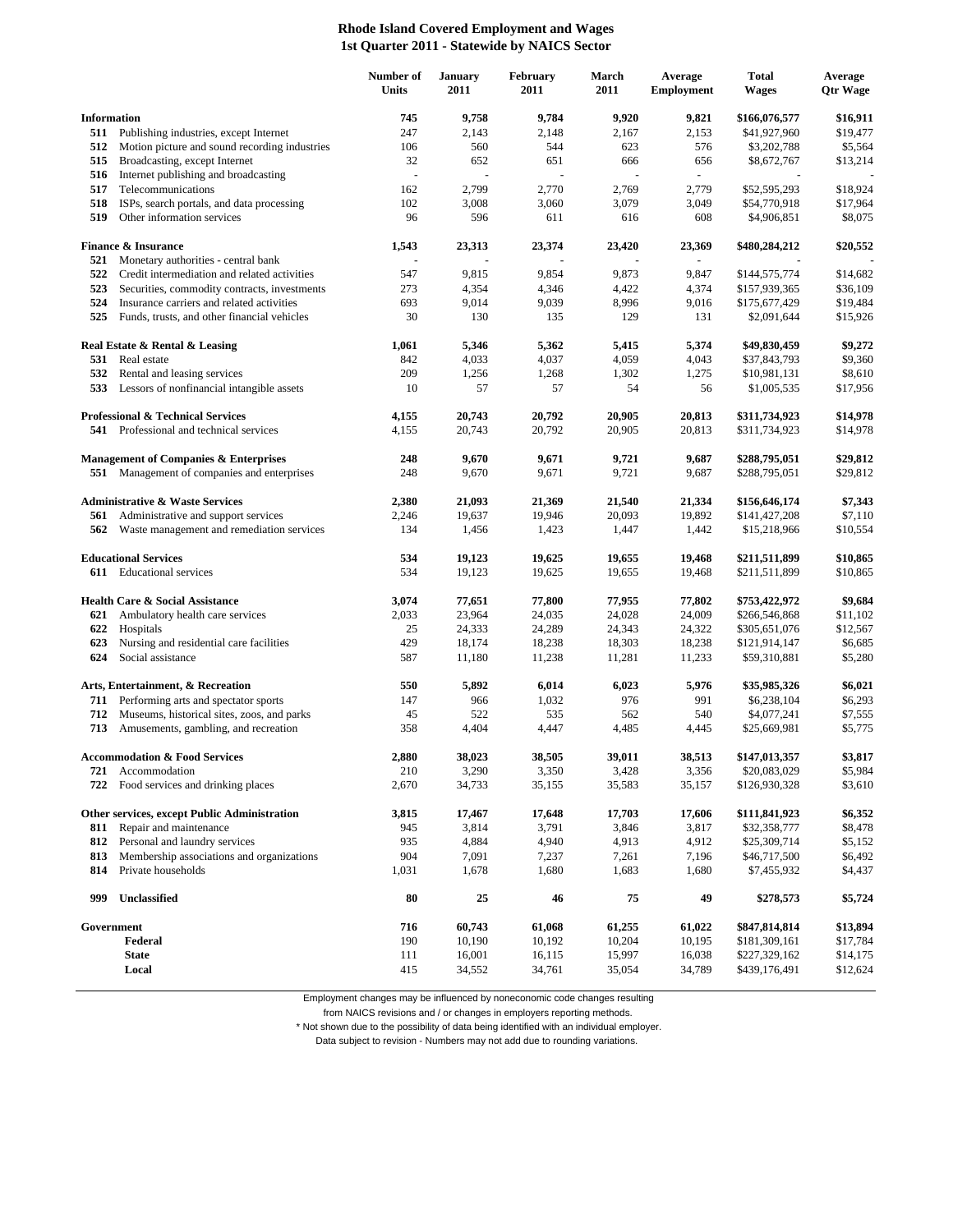# Rhode Island Covered Employment and Wages
## 1st Quarter 2011 - Statewide by NAICS Sector

| | | Number of Units | January 2011 | February 2011 | March 2011 | Average Employment | Total Wages | Average Qtr Wage |
|---|---|---|---|---|---|---|---|---|
| **Information** | | **745** | **9,758** | **9,784** | **9,920** | **9,821** | **$166,076,577** | **$16,911** |
| 511 | Publishing industries, except Internet | 247 | 2,143 | 2,148 | 2,167 | 2,153 | $41,927,960 | $19,477 |
| 512 | Motion picture and sound recording industries | 106 | 560 | 544 | 623 | 576 | $3,202,788 | $5,564 |
| 515 | Broadcasting, except Internet | 32 | 652 | 651 | 666 | 656 | $8,672,767 | $13,214 |
| 516 | Internet publishing and broadcasting | - | - | - | - | - | - | - |
| 517 | Telecommunications | 162 | 2,799 | 2,770 | 2,769 | 2,779 | $52,595,293 | $18,924 |
| 518 | ISPs, search portals, and data processing | 102 | 3,008 | 3,060 | 3,079 | 3,049 | $54,770,918 | $17,964 |
| 519 | Other information services | 96 | 596 | 611 | 616 | 608 | $4,906,851 | $8,075 |
| **Finance & Insurance** | | **1,543** | **23,313** | **23,374** | **23,420** | **23,369** | **$480,284,212** | **$20,552** |
| 521 | Monetary authorities - central bank | - | - | - | - | - | - | - |
| 522 | Credit intermediation and related activities | 547 | 9,815 | 9,854 | 9,873 | 9,847 | $144,575,774 | $14,682 |
| 523 | Securities, commodity contracts, investments | 273 | 4,354 | 4,346 | 4,422 | 4,374 | $157,939,365 | $36,109 |
| 524 | Insurance carriers and related activities | 693 | 9,014 | 9,039 | 8,996 | 9,016 | $175,677,429 | $19,484 |
| 525 | Funds, trusts, and other financial vehicles | 30 | 130 | 135 | 129 | 131 | $2,091,644 | $15,926 |
| **Real Estate & Rental & Leasing** | | **1,061** | **5,346** | **5,362** | **5,415** | **5,374** | **$49,830,459** | **$9,272** |
| 531 | Real estate | 842 | 4,033 | 4,037 | 4,059 | 4,043 | $37,843,793 | $9,360 |
| 532 | Rental and leasing services | 209 | 1,256 | 1,268 | 1,302 | 1,275 | $10,981,131 | $8,610 |
| 533 | Lessors of nonfinancial intangible assets | 10 | 57 | 57 | 54 | 56 | $1,005,535 | $17,956 |
| **Professional & Technical Services** | | **4,155** | **20,743** | **20,792** | **20,905** | **20,813** | **$311,734,923** | **$14,978** |
| 541 | Professional and technical services | 4,155 | 20,743 | 20,792 | 20,905 | 20,813 | $311,734,923 | $14,978 |
| **Management of Companies & Enterprises** | | **248** | **9,670** | **9,671** | **9,721** | **9,687** | **$288,795,051** | **$29,812** |
| 551 | Management of companies and enterprises | 248 | 9,670 | 9,671 | 9,721 | 9,687 | $288,795,051 | $29,812 |
| **Administrative & Waste Services** | | **2,380** | **21,093** | **21,369** | **21,540** | **21,334** | **$156,646,174** | **$7,343** |
| 561 | Administrative and support services | 2,246 | 19,637 | 19,946 | 20,093 | 19,892 | $141,427,208 | $7,110 |
| 562 | Waste management and remediation services | 134 | 1,456 | 1,423 | 1,447 | 1,442 | $15,218,966 | $10,554 |
| **Educational Services** | | **534** | **19,123** | **19,625** | **19,655** | **19,468** | **$211,511,899** | **$10,865** |
| 611 | Educational services | 534 | 19,123 | 19,625 | 19,655 | 19,468 | $211,511,899 | $10,865 |
| **Health Care & Social Assistance** | | **3,074** | **77,651** | **77,800** | **77,955** | **77,802** | **$753,422,972** | **$9,684** |
| 621 | Ambulatory health care services | 2,033 | 23,964 | 24,035 | 24,028 | 24,009 | $266,546,868 | $11,102 |
| 622 | Hospitals | 25 | 24,333 | 24,289 | 24,343 | 24,322 | $305,651,076 | $12,567 |
| 623 | Nursing and residential care facilities | 429 | 18,174 | 18,238 | 18,303 | 18,238 | $121,914,147 | $6,685 |
| 624 | Social assistance | 587 | 11,180 | 11,238 | 11,281 | 11,233 | $59,310,881 | $5,280 |
| **Arts, Entertainment, & Recreation** | | **550** | **5,892** | **6,014** | **6,023** | **5,976** | **$35,985,326** | **$6,021** |
| 711 | Performing arts and spectator sports | 147 | 966 | 1,032 | 976 | 991 | $6,238,104 | $6,293 |
| 712 | Museums, historical sites, zoos, and parks | 45 | 522 | 535 | 562 | 540 | $4,077,241 | $7,555 |
| 713 | Amusements, gambling, and recreation | 358 | 4,404 | 4,447 | 4,485 | 4,445 | $25,669,981 | $5,775 |
| **Accommodation & Food Services** | | **2,880** | **38,023** | **38,505** | **39,011** | **38,513** | **$147,013,357** | **$3,817** |
| 721 | Accommodation | 210 | 3,290 | 3,350 | 3,428 | 3,356 | $20,083,029 | $5,984 |
| 722 | Food services and drinking places | 2,670 | 34,733 | 35,155 | 35,583 | 35,157 | $126,930,328 | $3,610 |
| **Other services, except Public Administration** | | **3,815** | **17,467** | **17,648** | **17,703** | **17,606** | **$111,841,923** | **$6,352** |
| 811 | Repair and maintenance | 945 | 3,814 | 3,791 | 3,846 | 3,817 | $32,358,777 | $8,478 |
| 812 | Personal and laundry services | 935 | 4,884 | 4,940 | 4,913 | 4,912 | $25,309,714 | $5,152 |
| 813 | Membership associations and organizations | 904 | 7,091 | 7,237 | 7,261 | 7,196 | $46,717,500 | $6,492 |
| 814 | Private households | 1,031 | 1,678 | 1,680 | 1,683 | 1,680 | $7,455,932 | $4,437 |
| **999** | **Unclassified** | **80** | **25** | **46** | **75** | **49** | **$278,573** | **$5,724** |
| **Government** | | **716** | **60,743** | **61,068** | **61,255** | **61,022** | **$847,814,814** | **$13,894** |
| | **Federal** | 190 | 10,190 | 10,192 | 10,204 | 10,195 | $181,309,161 | $17,784 |
| | **State** | 111 | 16,001 | 16,115 | 15,997 | 16,038 | $227,329,162 | $14,175 |
| | **Local** | 415 | 34,552 | 34,761 | 35,054 | 34,789 | $439,176,491 | $12,624 |

Employment changes may be influenced by noneconomic code changes resulting from NAICS revisions and / or changes in employers reporting methods.

* Not shown due to the possibility of data being identified with an individual employer.

Data subject to revision - Numbers may not add due to rounding variations.